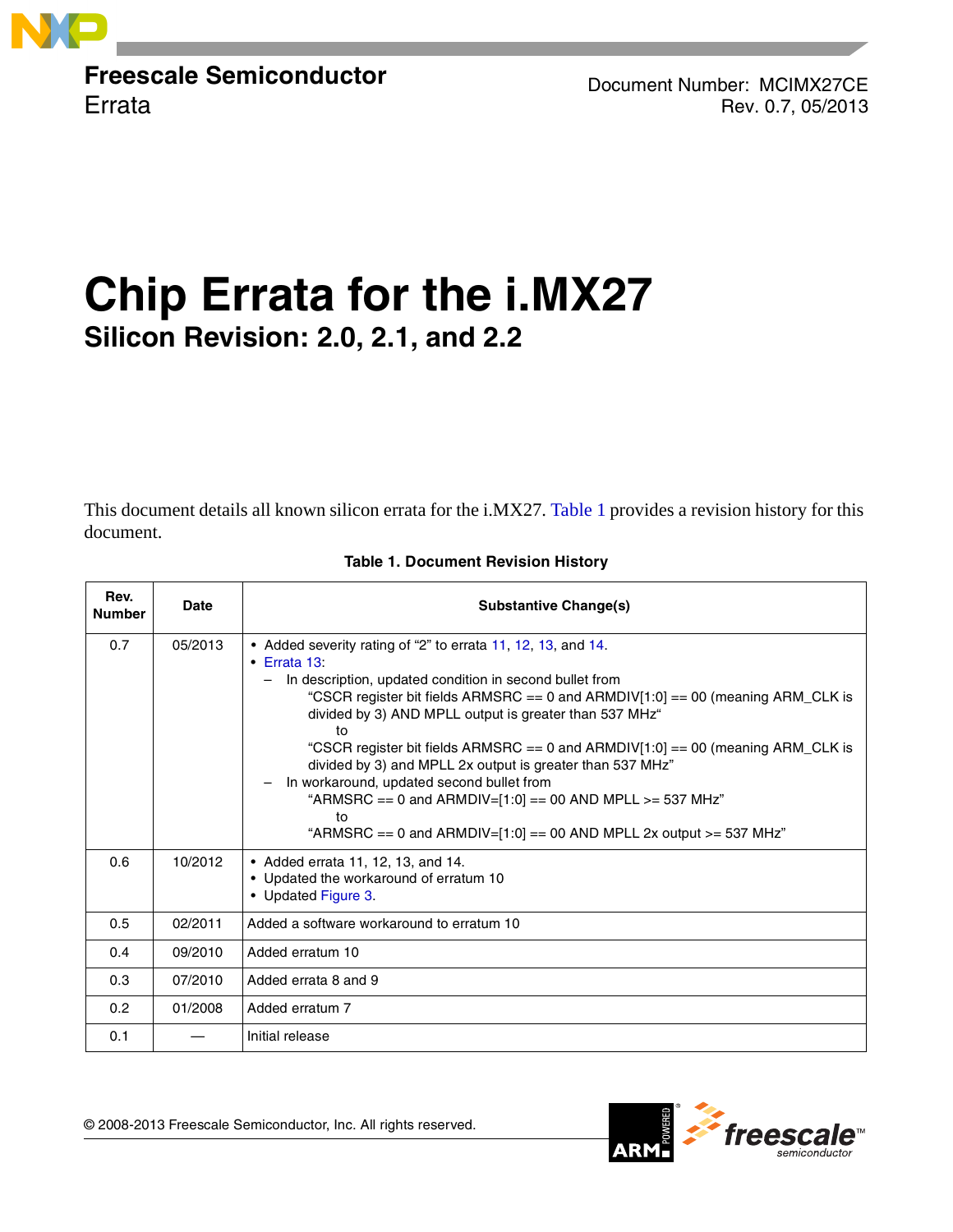**Freescale Semiconductor**
Errata

Document Number: MCIMX27CE
Rev. 0.7, 05/2013

# Chip Errata for the i.MX27

## Silicon Revision: 2.0, 2.1, and 2.2

This document details all known silicon errata for the i.MX27. Table 1 provides a revision history for this document.

**Table 1. Document Revision History**

| Rev. Number | Date | Substantive Change(s) |
|---|---|---|
| 0.7 | 05/2013 | • Added severity rating of "2" to errata 11, 12, 13, and 14.<br>• Errata 13:<br>– In description, updated condition in second bullet from "CSCR register bit fields ARMSRC == 0 and ARMDIV[1:0] == 00 (meaning ARM_CLK is divided by 3) AND MPLL output is greater than 537 MHz" to "CSCR register bit fields ARMSRC == 0 and ARMDIV[1:0] == 00 (meaning ARM_CLK is divided by 3) and MPLL 2x output is greater than 537 MHz"<br>– In workaround, updated second bullet from "ARMSRC == 0 and ARMDIV=[1:0] == 00 AND MPLL >= 537 MHz" to "ARMSRC == 0 and ARMDIV=[1:0] == 00 AND MPLL 2x output >= 537 MHz" |
| 0.6 | 10/2012 | • Added errata 11, 12, 13, and 14.<br>• Updated the workaround of erratum 10<br>• Updated Figure 3. |
| 0.5 | 02/2011 | Added a software workaround to erratum 10 |
| 0.4 | 09/2010 | Added erratum 10 |
| 0.3 | 07/2010 | Added errata 8 and 9 |
| 0.2 | 01/2008 | Added erratum 7 |
| 0.1 | — | Initial release |

© 2008-2013 Freescale Semiconductor, Inc. All rights reserved.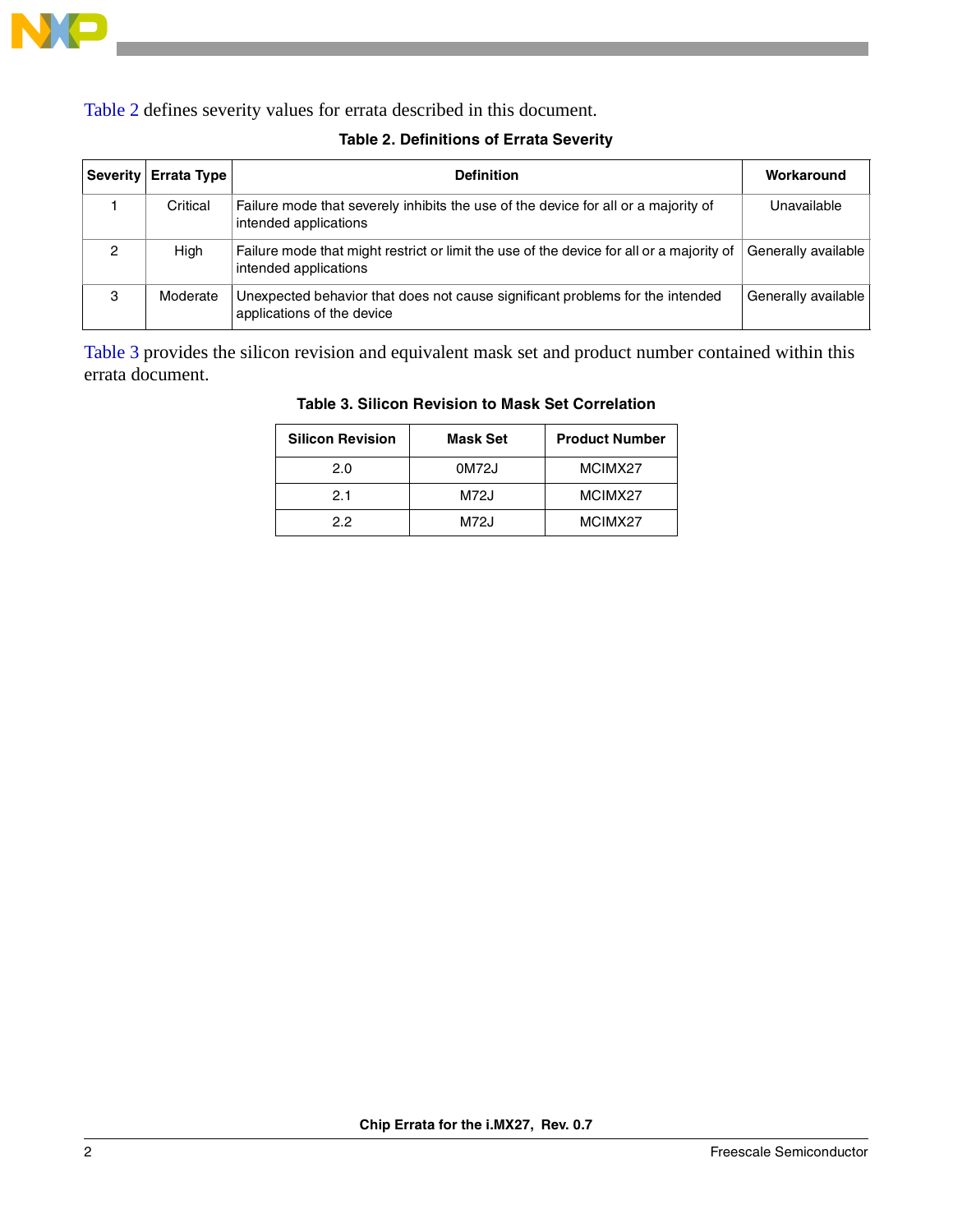Table 2 defines severity values for errata described in this document.

**Table 2. Definitions of Errata Severity**

| Severity | Errata Type | Definition | Workaround |
|---|---|---|---|
| 1 | Critical | Failure mode that severely inhibits the use of the device for all or a majority of intended applications | Unavailable |
| 2 | High | Failure mode that might restrict or limit the use of the device for all or a majority of intended applications | Generally available |
| 3 | Moderate | Unexpected behavior that does not cause significant problems for the intended applications of the device | Generally available |

Table 3 provides the silicon revision and equivalent mask set and product number contained within this errata document.

**Table 3. Silicon Revision to Mask Set Correlation**

| Silicon Revision | Mask Set | Product Number |
|---|---|---|
| 2.0 | 0M72J | MCIMX27 |
| 2.1 | M72J | MCIMX27 |
| 2.2 | M72J | MCIMX27 |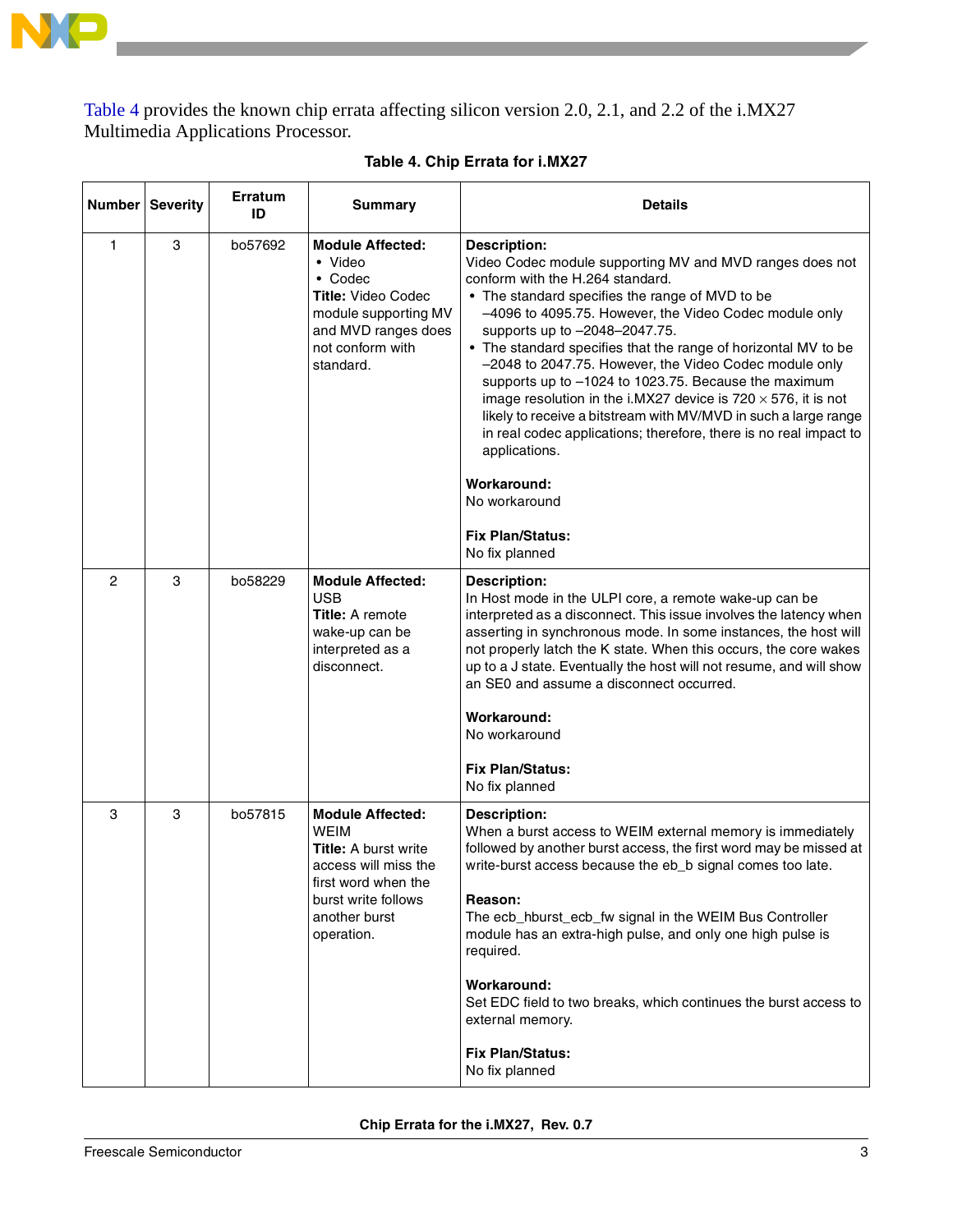Table 4 provides the known chip errata affecting silicon version 2.0, 2.1, and 2.2 of the i.MX27 Multimedia Applications Processor.

**Table 4. Chip Errata for i.MX27**

| Number | Severity | Erratum ID | Summary | Details |
|---|---|---|---|---|
| 1 | 3 | bo57692 | **Module Affected:**<br>• Video<br>• Codec<br>**Title:** Video Codec module supporting MV and MVD ranges does not conform with standard. | **Description:**<br>Video Codec module supporting MV and MVD ranges does not conform with the H.264 standard.<br>• The standard specifies the range of MVD to be –4096 to 4095.75. However, the Video Codec module only supports up to –2048–2047.75.<br>• The standard specifies that the range of horizontal MV to be –2048 to 2047.75. However, the Video Codec module only supports up to –1024 to 1023.75. Because the maximum image resolution in the i.MX27 device is 720 × 576, it is not likely to receive a bitstream with MV/MVD in such a large range in real codec applications; therefore, there is no real impact to applications.<br><br>**Workaround:**<br>No workaround<br><br>**Fix Plan/Status:**<br>No fix planned |
| 2 | 3 | bo58229 | **Module Affected:**<br>USB<br>**Title:** A remote wake-up can be interpreted as a disconnect. | **Description:**<br>In Host mode in the ULPI core, a remote wake-up can be interpreted as a disconnect. This issue involves the latency when asserting in synchronous mode. In some instances, the host will not properly latch the K state. When this occurs, the core wakes up to a J state. Eventually the host will not resume, and will show an SE0 and assume a disconnect occurred.<br><br>**Workaround:**<br>No workaround<br><br>**Fix Plan/Status:**<br>No fix planned |
| 3 | 3 | bo57815 | **Module Affected:**<br>WEIM<br>**Title:** A burst write access will miss the first word when the burst write follows another burst operation. | **Description:**<br>When a burst access to WEIM external memory is immediately followed by another burst access, the first word may be missed at write-burst access because the eb_b signal comes too late.<br><br>**Reason:**<br>The ecb_hburst_ecb_fw signal in the WEIM Bus Controller module has an extra-high pulse, and only one high pulse is required.<br><br>**Workaround:**<br>Set EDC field to two breaks, which continues the burst access to external memory.<br><br>**Fix Plan/Status:**<br>No fix planned |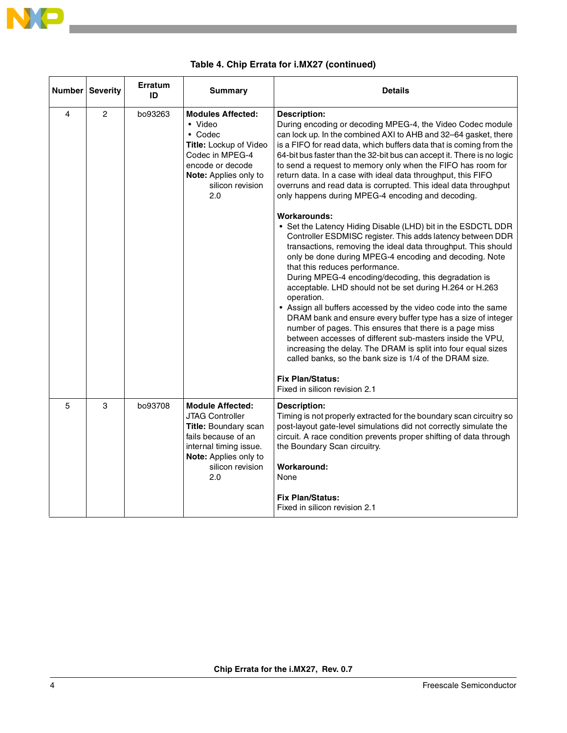**Table 4. Chip Errata for i.MX27 (continued)**

| Number | Severity | Erratum ID | Summary | Details |
|---|---|---|---|---|
| 4 | 2 | bo93263 | **Modules Affected:**<br>• Video<br>• Codec<br>**Title:** Lockup of Video Codec in MPEG-4 encode or decode<br>**Note:** Applies only to silicon revision 2.0 | **Description:**<br>During encoding or decoding MPEG-4, the Video Codec module can lock up. In the combined AXI to AHB and 32–64 gasket, there is a FIFO for read data, which buffers data that is coming from the 64-bit bus faster than the 32-bit bus can accept it. There is no logic to send a request to memory only when the FIFO has room for return data. In a case with ideal data throughput, this FIFO overruns and read data is corrupted. This ideal data throughput only happens during MPEG-4 encoding and decoding.<br><br>**Workarounds:**<br>• Set the Latency Hiding Disable (LHD) bit in the ESDCTL DDR Controller ESDMISC register. This adds latency between DDR transactions, removing the ideal data throughput. This should only be done during MPEG-4 encoding and decoding. Note that this reduces performance.<br>During MPEG-4 encoding/decoding, this degradation is acceptable. LHD should not be set during H.264 or H.263 operation.<br>• Assign all buffers accessed by the video code into the same DRAM bank and ensure every buffer type has a size of integer number of pages. This ensures that there is a page miss between accesses of different sub-masters inside the VPU, increasing the delay. The DRAM is split into four equal sizes called banks, so the bank size is 1/4 of the DRAM size.<br><br>**Fix Plan/Status:**<br>Fixed in silicon revision 2.1 |
| 5 | 3 | bo93708 | **Module Affected:**<br>JTAG Controller<br>**Title:** Boundary scan fails because of an internal timing issue.<br>**Note:** Applies only to silicon revision 2.0 | **Description:**<br>Timing is not properly extracted for the boundary scan circuitry so post-layout gate-level simulations did not correctly simulate the circuit. A race condition prevents proper shifting of data through the Boundary Scan circuitry.<br><br>**Workaround:**<br>None<br><br>**Fix Plan/Status:**<br>Fixed in silicon revision 2.1 |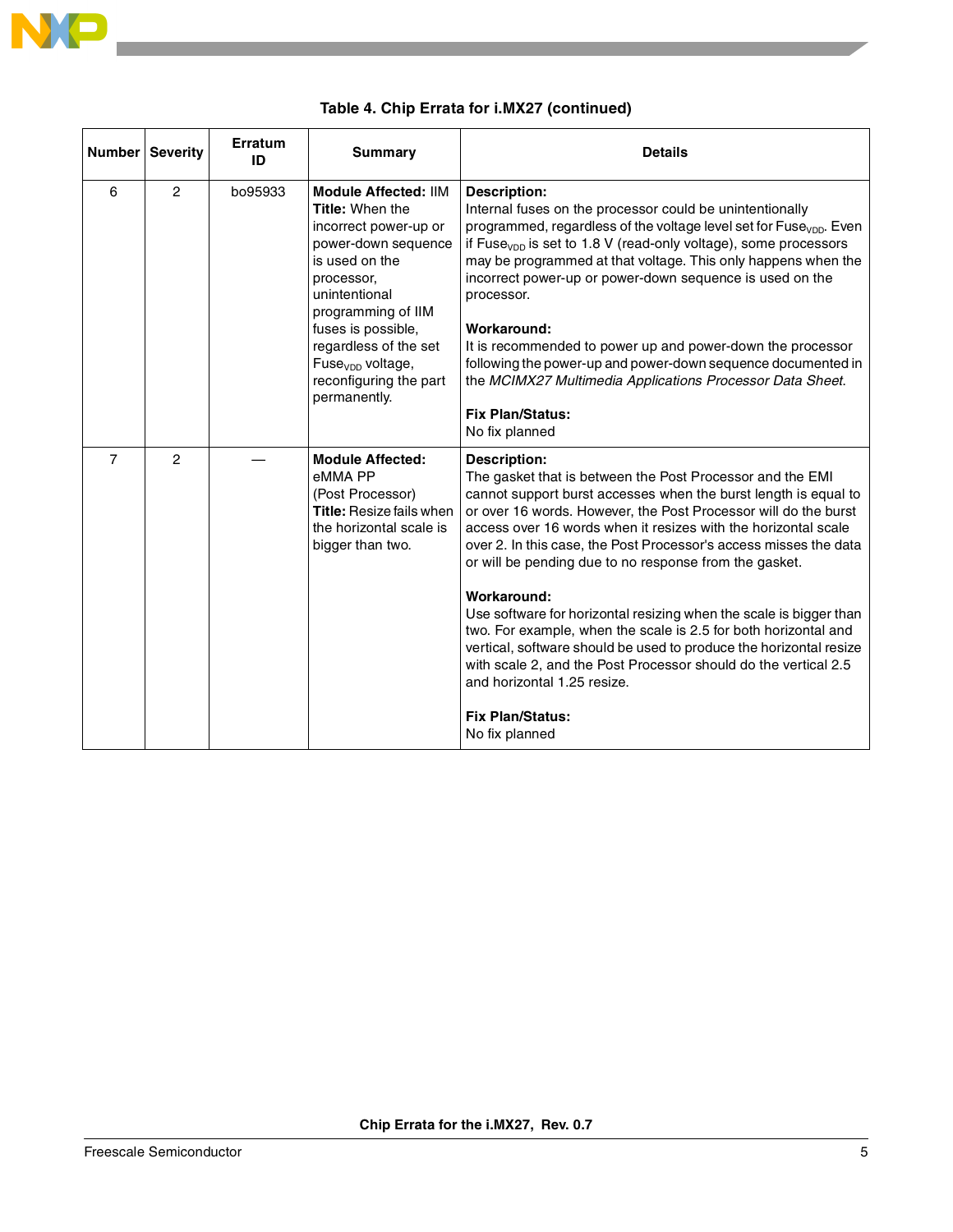**Table 4. Chip Errata for i.MX27 (continued)**

| Number | Severity | Erratum ID | Summary | Details |
|---|---|---|---|---|
| 6 | 2 | bo95933 | **Module Affected:** IIM<br>**Title:** When the incorrect power-up or power-down sequence is used on the processor, unintentional programming of IIM fuses is possible, regardless of the set $Fuse_{VDD}$ voltage, reconfiguring the part permanently. | **Description:**<br>Internal fuses on the processor could be unintentionally programmed, regardless of the voltage level set for $Fuse_{VDD}$. Even if $Fuse_{VDD}$ is set to 1.8 V (read-only voltage), some processors may be programmed at that voltage. This only happens when the incorrect power-up or power-down sequence is used on the processor.<br><br>**Workaround:**<br>It is recommended to power up and power-down the processor following the power-up and power-down sequence documented in the *MCIMX27 Multimedia Applications Processor Data Sheet*.<br><br>**Fix Plan/Status:**<br>No fix planned |
| 7 | 2 | — | **Module Affected:** eMMA PP (Post Processor)<br>**Title:** Resize fails when the horizontal scale is bigger than two. | **Description:**<br>The gasket that is between the Post Processor and the EMI cannot support burst accesses when the burst length is equal to or over 16 words. However, the Post Processor will do the burst access over 16 words when it resizes with the horizontal scale over 2. In this case, the Post Processor's access misses the data or will be pending due to no response from the gasket.<br><br>**Workaround:**<br>Use software for horizontal resizing when the scale is bigger than two. For example, when the scale is 2.5 for both horizontal and vertical, software should be used to produce the horizontal resize with scale 2, and the Post Processor should do the vertical 2.5 and horizontal 1.25 resize.<br><br>**Fix Plan/Status:**<br>No fix planned |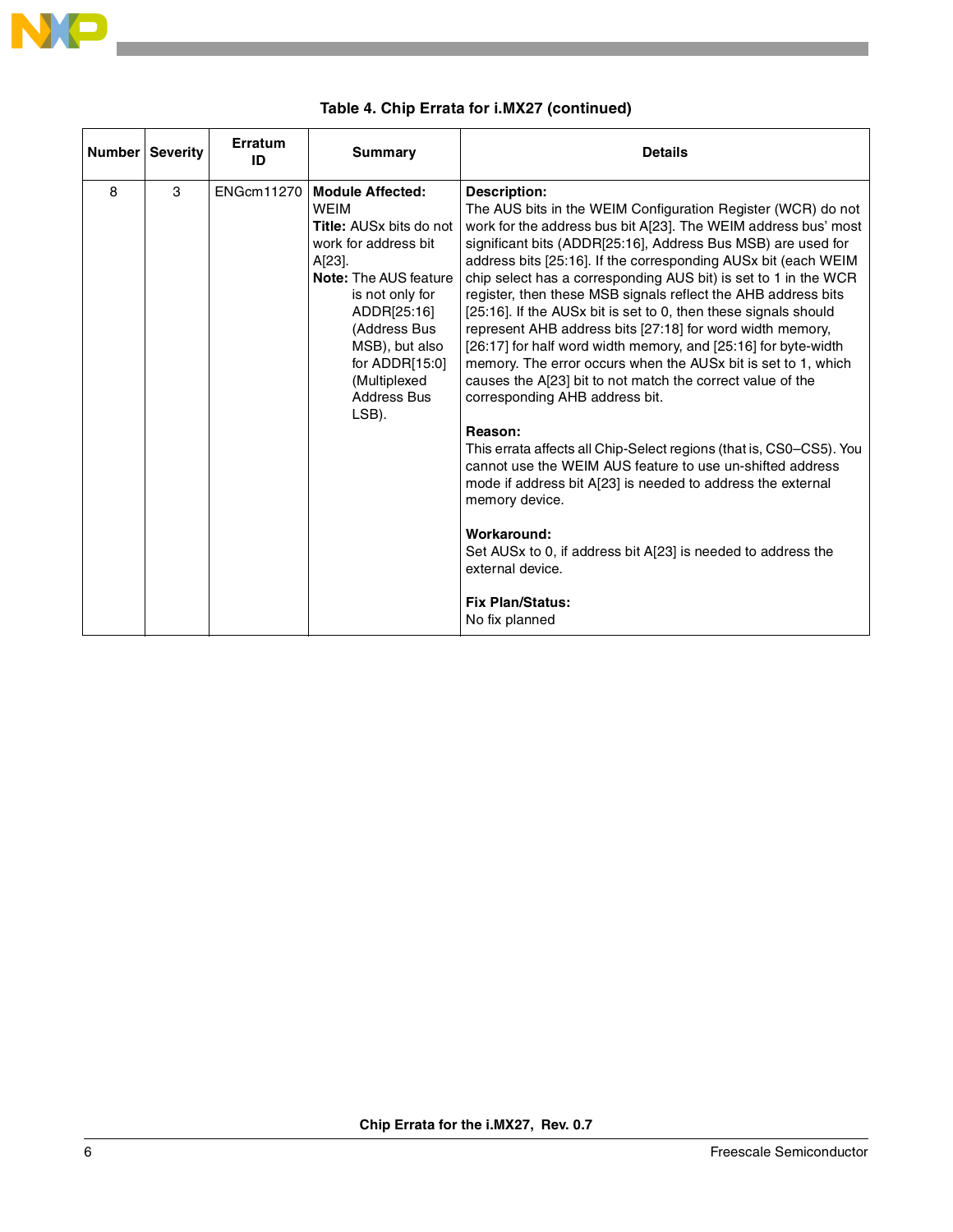**Table 4. Chip Errata for i.MX27 (continued)**

| Number | Severity | Erratum ID | Summary | Details |
|---|---|---|---|---|
| 8 | 3 | ENGcm11270 | **Module Affected:** WEIM<br>**Title:** AUSx bits do not work for address bit A[23].<br>**Note:** The AUS feature is not only for ADDR[25:16] (Address Bus MSB), but also for ADDR[15:0] (Multiplexed Address Bus LSB). | **Description:**<br>The AUS bits in the WEIM Configuration Register (WCR) do not work for the address bus bit A[23]. The WEIM address bus' most significant bits (ADDR[25:16], Address Bus MSB) are used for address bits [25:16]. If the corresponding AUSx bit (each WEIM chip select has a corresponding AUS bit) is set to 1 in the WCR register, then these MSB signals reflect the AHB address bits [25:16]. If the AUSx bit is set to 0, then these signals should represent AHB address bits [27:18] for word width memory, [26:17] for half word width memory, and [25:16] for byte-width memory. The error occurs when the AUSx bit is set to 1, which causes the A[23] bit to not match the correct value of the corresponding AHB address bit.<br><br>**Reason:**<br>This errata affects all Chip-Select regions (that is, CS0–CS5). You cannot use the WEIM AUS feature to use un-shifted address mode if address bit A[23] is needed to address the external memory device.<br><br>**Workaround:**<br>Set AUSx to 0, if address bit A[23] is needed to address the external device.<br><br>**Fix Plan/Status:**<br>No fix planned |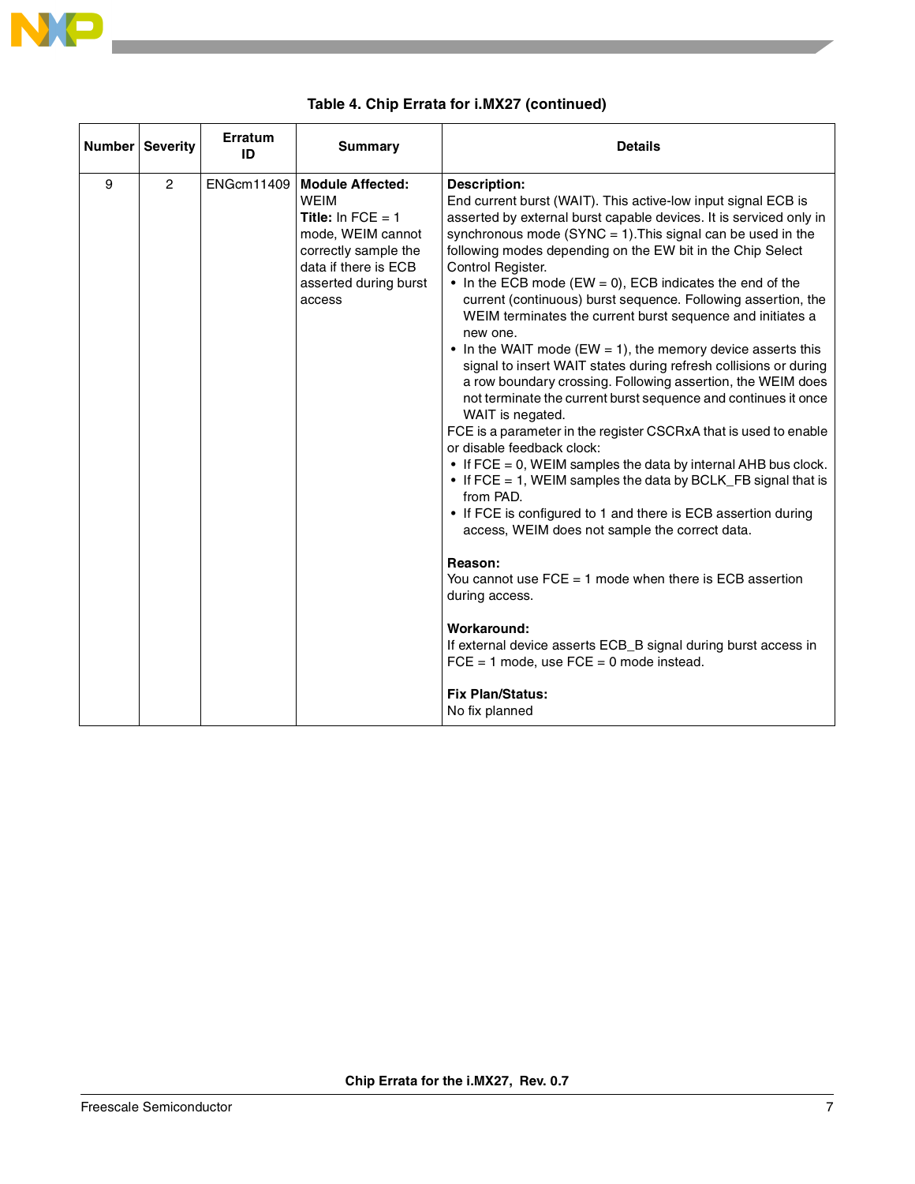**Table 4. Chip Errata for i.MX27 (continued)**

| Number | Severity | Erratum ID | Summary | Details |
|---|---|---|---|---|
| 9 | 2 | ENGcm11409 | **Module Affected:** WEIM<br>**Title:** In FCE = 1 mode, WEIM cannot correctly sample the data if there is ECB asserted during burst access | **Description:**<br>End current burst (WAIT). This active-low input signal ECB is asserted by external burst capable devices. It is serviced only in synchronous mode (SYNC = 1).This signal can be used in the following modes depending on the EW bit in the Chip Select Control Register.<br>• In the ECB mode (EW = 0), ECB indicates the end of the current (continuous) burst sequence. Following assertion, the WEIM terminates the current burst sequence and initiates a new one.<br>• In the WAIT mode (EW = 1), the memory device asserts this signal to insert WAIT states during refresh collisions or during a row boundary crossing. Following assertion, the WEIM does not terminate the current burst sequence and continues it once WAIT is negated.<br>FCE is a parameter in the register CSCRxA that is used to enable or disable feedback clock:<br>• If FCE = 0, WEIM samples the data by internal AHB bus clock.<br>• If FCE = 1, WEIM samples the data by BCLK_FB signal that is from PAD.<br>• If FCE is configured to 1 and there is ECB assertion during access, WEIM does not sample the correct data.<br><br>**Reason:**<br>You cannot use FCE = 1 mode when there is ECB assertion during access.<br><br>**Workaround:**<br>If external device asserts ECB_B signal during burst access in FCE = 1 mode, use FCE = 0 mode instead.<br><br>**Fix Plan/Status:**<br>No fix planned |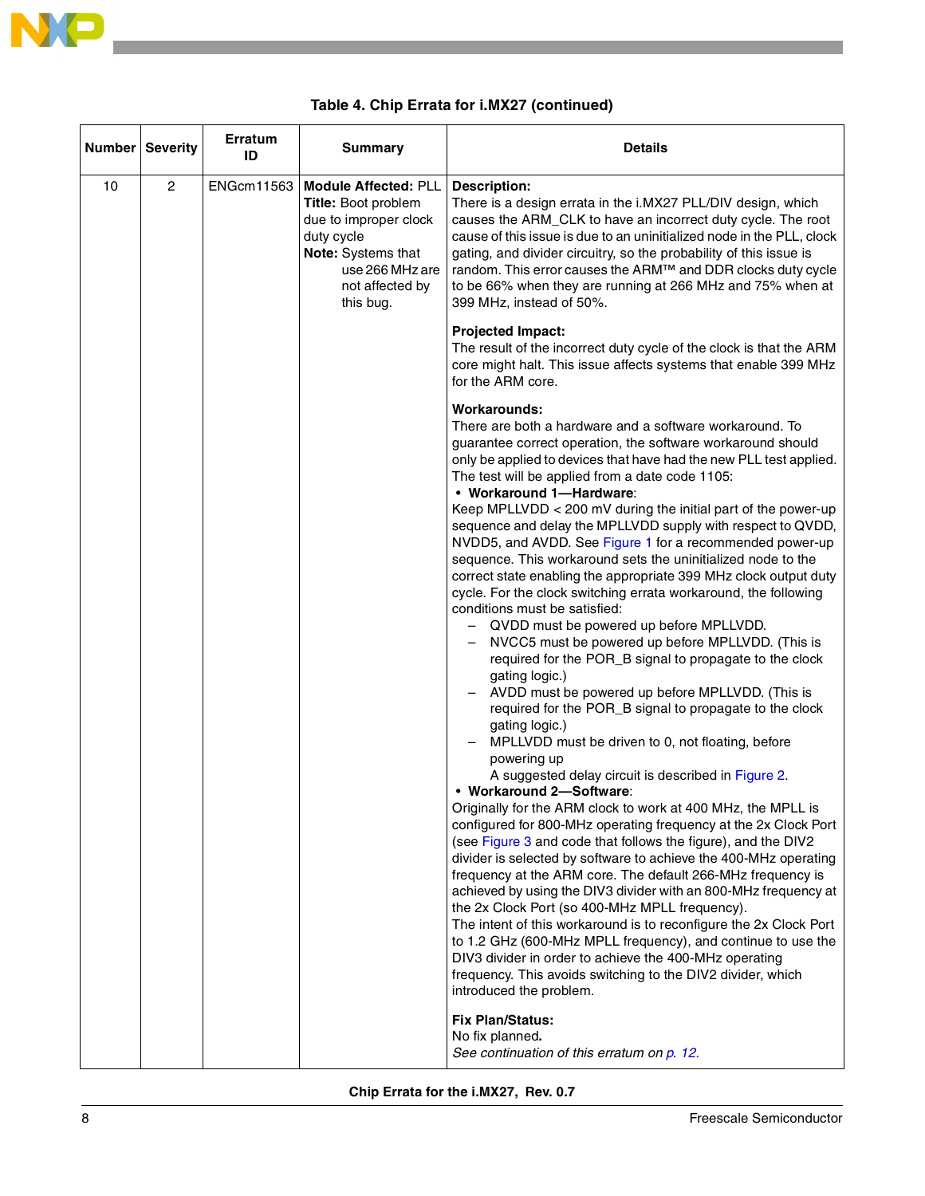**Table 4. Chip Errata for i.MX27 (continued)**

| Number | Severity | Erratum ID | Summary | Details |
|---|---|---|---|---|
| 10 | 2 | ENGcm11563 | **Module Affected:** PLL<br>**Title:** Boot problem due to improper clock duty cycle<br>**Note:** Systems that use 266 MHz are not affected by this bug. | **Description:**<br>There is a design errata in the i.MX27 PLL/DIV design, which causes the ARM_CLK to have an incorrect duty cycle. The root cause of this issue is due to an uninitialized node in the PLL, clock gating, and divider circuitry, so the probability of this issue is random. This error causes the ARM™ and DDR clocks duty cycle to be 66% when they are running at 266 MHz and 75% when at 399 MHz, instead of 50%.<br><br>**Projected Impact:**<br>The result of the incorrect duty cycle of the clock is that the ARM core might halt. This issue affects systems that enable 399 MHz for the ARM core.<br><br>**Workarounds:**<br>There are both a hardware and a software workaround. To guarantee correct operation, the software workaround should only be applied to devices that have had the new PLL test applied. The test will be applied from a date code 1105:<br>• **Workaround 1—Hardware**:<br>Keep MPLLVDD < 200 mV during the initial part of the power-up sequence and delay the MPLLVDD supply with respect to QVDD, NVDD5, and AVDD. See Figure 1 for a recommended power-up sequence. This workaround sets the uninitialized node to the correct state enabling the appropriate 399 MHz clock output duty cycle. For the clock switching errata workaround, the following conditions must be satisfied:<br>– QVDD must be powered up before MPLLVDD.<br>– NVCC5 must be powered up before MPLLVDD. (This is required for the POR_B signal to propagate to the clock gating logic.)<br>– AVDD must be powered up before MPLLVDD. (This is required for the POR_B signal to propagate to the clock gating logic.)<br>– MPLLVDD must be driven to 0, not floating, before powering up<br>A suggested delay circuit is described in Figure 2.<br>• **Workaround 2—Software**:<br>Originally for the ARM clock to work at 400 MHz, the MPLL is configured for 800-MHz operating frequency at the 2x Clock Port (see Figure 3 and code that follows the figure), and the DIV2 divider is selected by software to achieve the 400-MHz operating frequency at the ARM core. The default 266-MHz frequency is achieved by using the DIV3 divider with an 800-MHz frequency at the 2x Clock Port (so 400-MHz MPLL frequency).<br>The intent of this workaround is to reconfigure the 2x Clock Port to 1.2 GHz (600-MHz MPLL frequency), and continue to use the DIV3 divider in order to achieve the 400-MHz operating frequency. This avoids switching to the DIV2 divider, which introduced the problem.<br><br>**Fix Plan/Status:**<br>No fix planned.<br>*See continuation of this erratum on p. 12.* |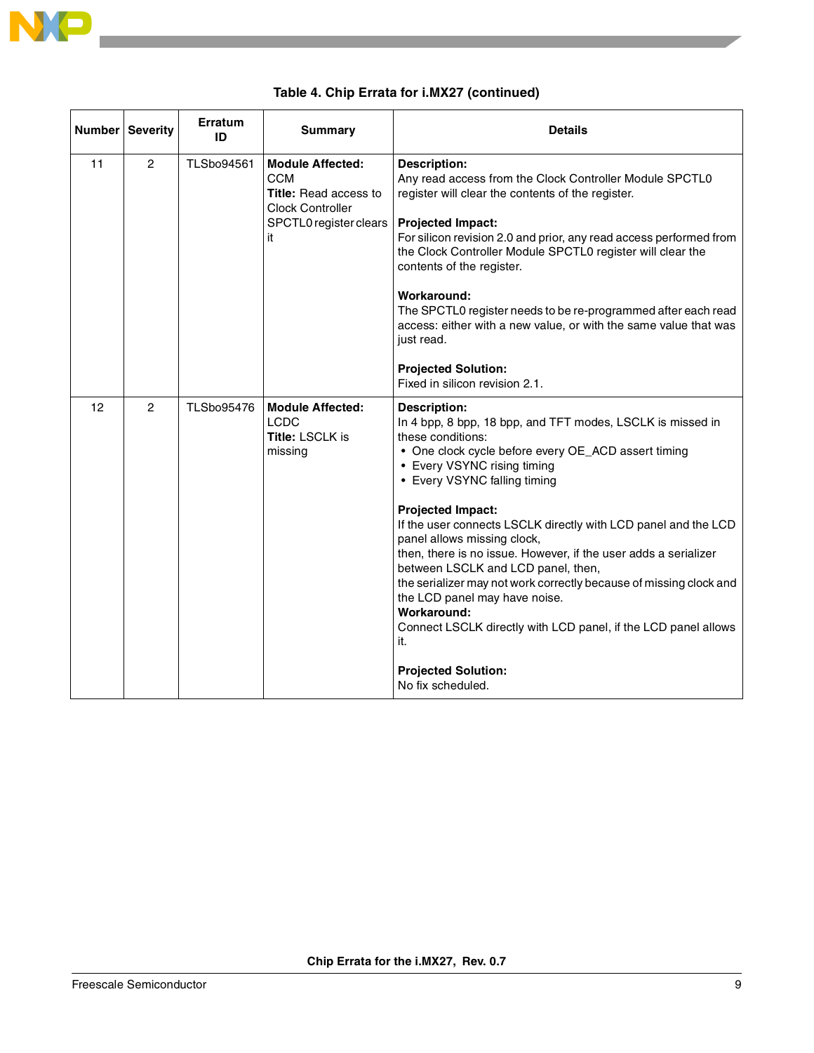**Table 4. Chip Errata for i.MX27 (continued)**

| Number | Severity | Erratum ID | Summary | Details |
|---|---|---|---|---|
| 11 | 2 | TLSbo94561 | **Module Affected:** CCM<br>**Title:** Read access to Clock Controller SPCTL0 register clears it | **Description:**<br>Any read access from the Clock Controller Module SPCTL0 register will clear the contents of the register.<br><br>**Projected Impact:**<br>For silicon revision 2.0 and prior, any read access performed from the Clock Controller Module SPCTL0 register will clear the contents of the register.<br><br>**Workaround:**<br>The SPCTL0 register needs to be re-programmed after each read access: either with a new value, or with the same value that was just read.<br><br>**Projected Solution:**<br>Fixed in silicon revision 2.1. |
| 12 | 2 | TLSbo95476 | **Module Affected:** LCDC<br>**Title:** LSCLK is missing | **Description:**<br>In 4 bpp, 8 bpp, 18 bpp, and TFT modes, LSCLK is missed in these conditions:<br>• One clock cycle before every OE_ACD assert timing<br>• Every VSYNC rising timing<br>• Every VSYNC falling timing<br><br>**Projected Impact:**<br>If the user connects LSCLK directly with LCD panel and the LCD panel allows missing clock,<br>then, there is no issue. However, if the user adds a serializer between LSCLK and LCD panel, then,<br>the serializer may not work correctly because of missing clock and the LCD panel may have noise.<br>**Workaround:**<br>Connect LSCLK directly with LCD panel, if the LCD panel allows it.<br><br>**Projected Solution:**<br>No fix scheduled. |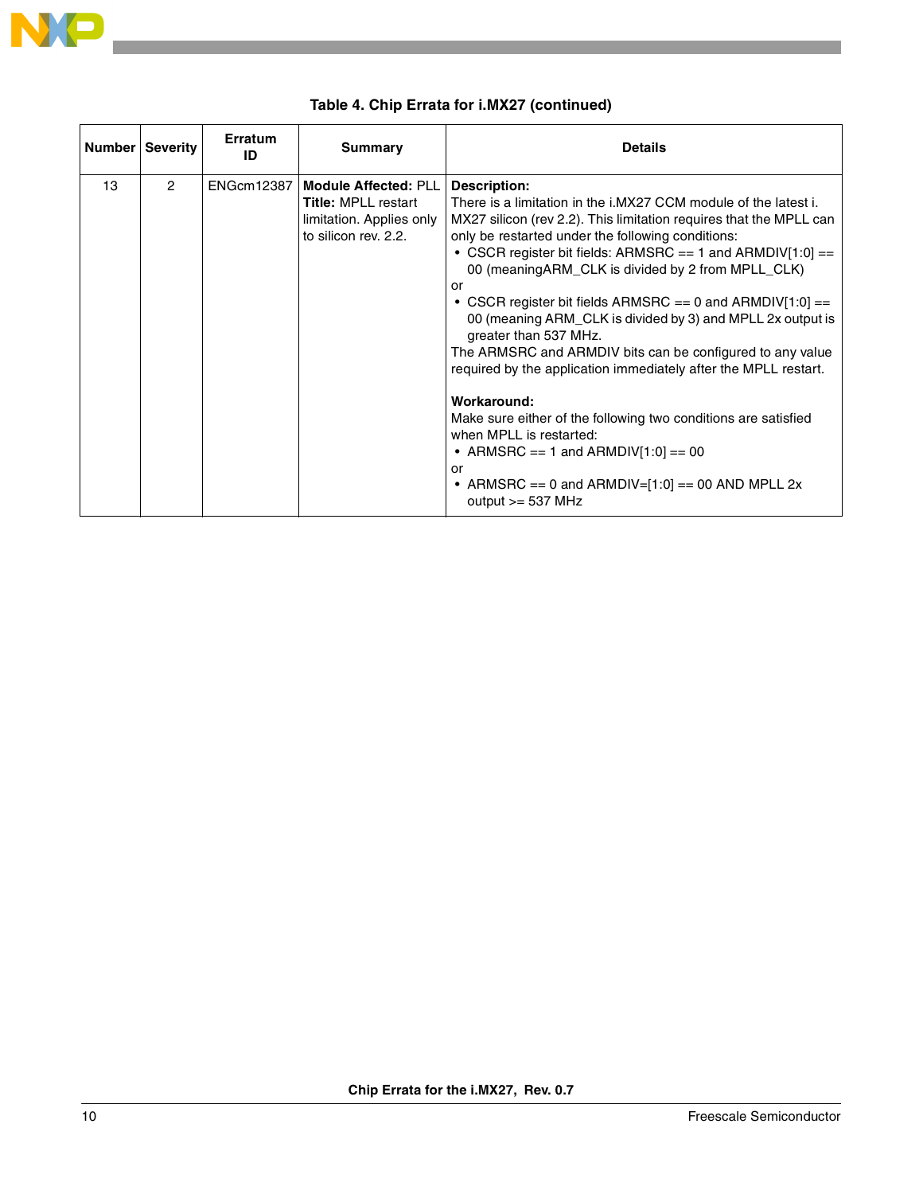**Table 4. Chip Errata for i.MX27 (continued)**

| Number | Severity | Erratum ID | Summary | Details |
|---|---|---|---|---|
| 13 | 2 | ENGcm12387 | **Module Affected:** PLL<br>**Title:** MPLL restart limitation. Applies only to silicon rev. 2.2. | **Description:**<br>There is a limitation in the i.MX27 CCM module of the latest i. MX27 silicon (rev 2.2). This limitation requires that the MPLL can only be restarted under the following conditions:<br>• CSCR register bit fields: ARMSRC == 1 and ARMDIV[1:0] == 00 (meaningARM_CLK is divided by 2 from MPLL_CLK)<br>or<br>• CSCR register bit fields ARMSRC == 0 and ARMDIV[1:0] == 00 (meaning ARM_CLK is divided by 3) and MPLL 2x output is greater than 537 MHz.<br>The ARMSRC and ARMDIV bits can be configured to any value required by the application immediately after the MPLL restart.<br><br>**Workaround:**<br>Make sure either of the following two conditions are satisfied when MPLL is restarted:<br>• ARMSRC == 1 and ARMDIV[1:0] == 00<br>or<br>• ARMSRC == 0 and ARMDIV=[1:0] == 00 AND MPLL 2x output >= 537 MHz |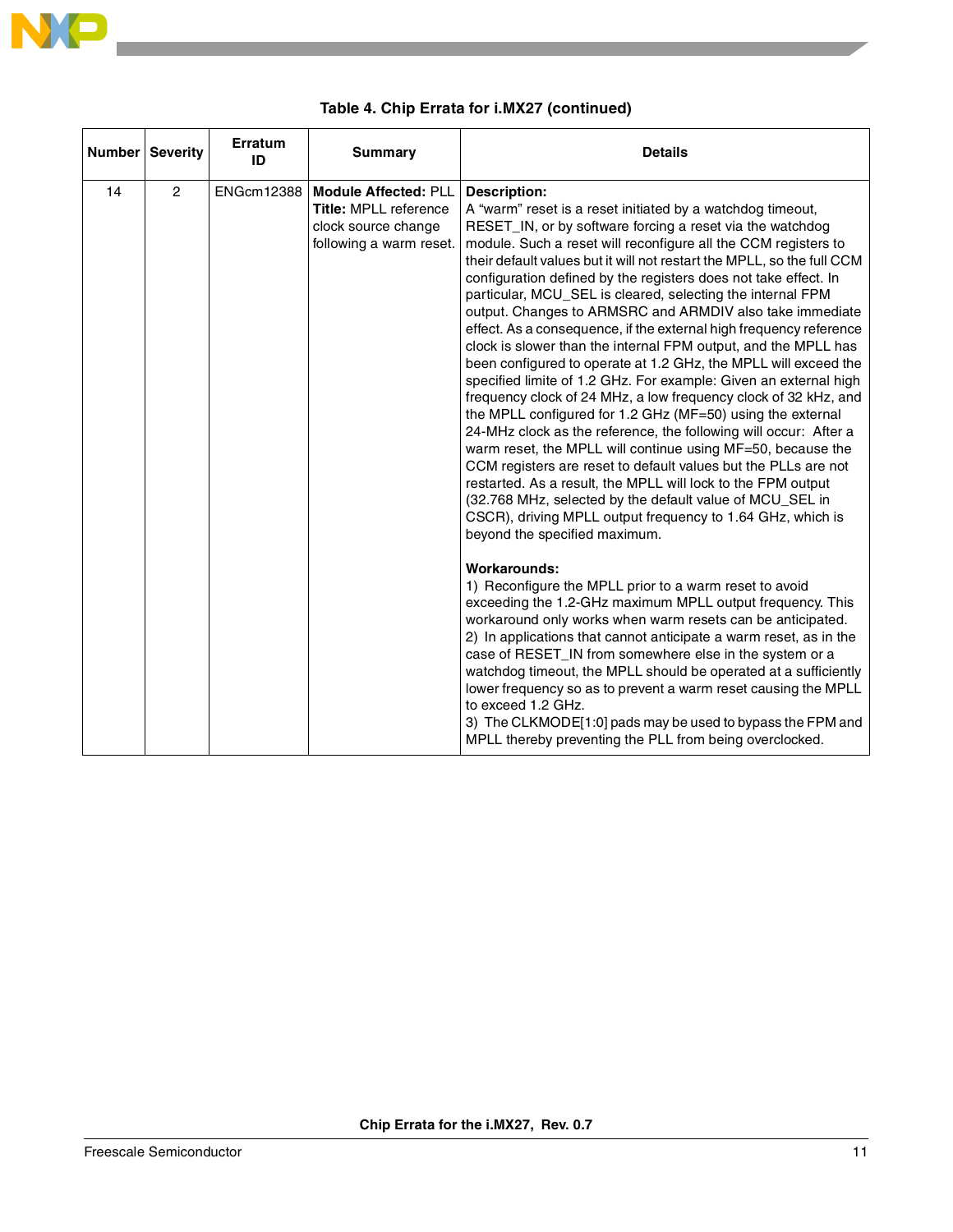**Table 4. Chip Errata for i.MX27 (continued)**

| Number | Severity | Erratum ID | Summary | Details |
|---|---|---|---|---|
| 14 | 2 | ENGcm12388 | **Module Affected:** PLL<br>**Title:** MPLL reference clock source change following a warm reset. | **Description:**<br>A “warm” reset is a reset initiated by a watchdog timeout, RESET_IN, or by software forcing a reset via the watchdog module. Such a reset will reconfigure all the CCM registers to their default values but it will not restart the MPLL, so the full CCM configuration defined by the registers does not take effect. In particular, MCU_SEL is cleared, selecting the internal FPM output. Changes to ARMSRC and ARMDIV also take immediate effect. As a consequence, if the external high frequency reference clock is slower than the internal FPM output, and the MPLL has been configured to operate at 1.2 GHz, the MPLL will exceed the specified limite of 1.2 GHz. For example: Given an external high frequency clock of 24 MHz, a low frequency clock of 32 kHz, and the MPLL configured for 1.2 GHz (MF=50) using the external 24-MHz clock as the reference, the following will occur: After a warm reset, the MPLL will continue using MF=50, because the CCM registers are reset to default values but the PLLs are not restarted. As a result, the MPLL will lock to the FPM output (32.768 MHz, selected by the default value of MCU_SEL in CSCR), driving MPLL output frequency to 1.64 GHz, which is beyond the specified maximum.<br><br>**Workarounds:**<br>1) Reconfigure the MPLL prior to a warm reset to avoid exceeding the 1.2-GHz maximum MPLL output frequency. This workaround only works when warm resets can be anticipated.<br>2) In applications that cannot anticipate a warm reset, as in the case of RESET_IN from somewhere else in the system or a watchdog timeout, the MPLL should be operated at a sufficiently lower frequency so as to prevent a warm reset causing the MPLL to exceed 1.2 GHz.<br>3) The CLKMODE[1:0] pads may be used to bypass the FPM and MPLL thereby preventing the PLL from being overclocked. |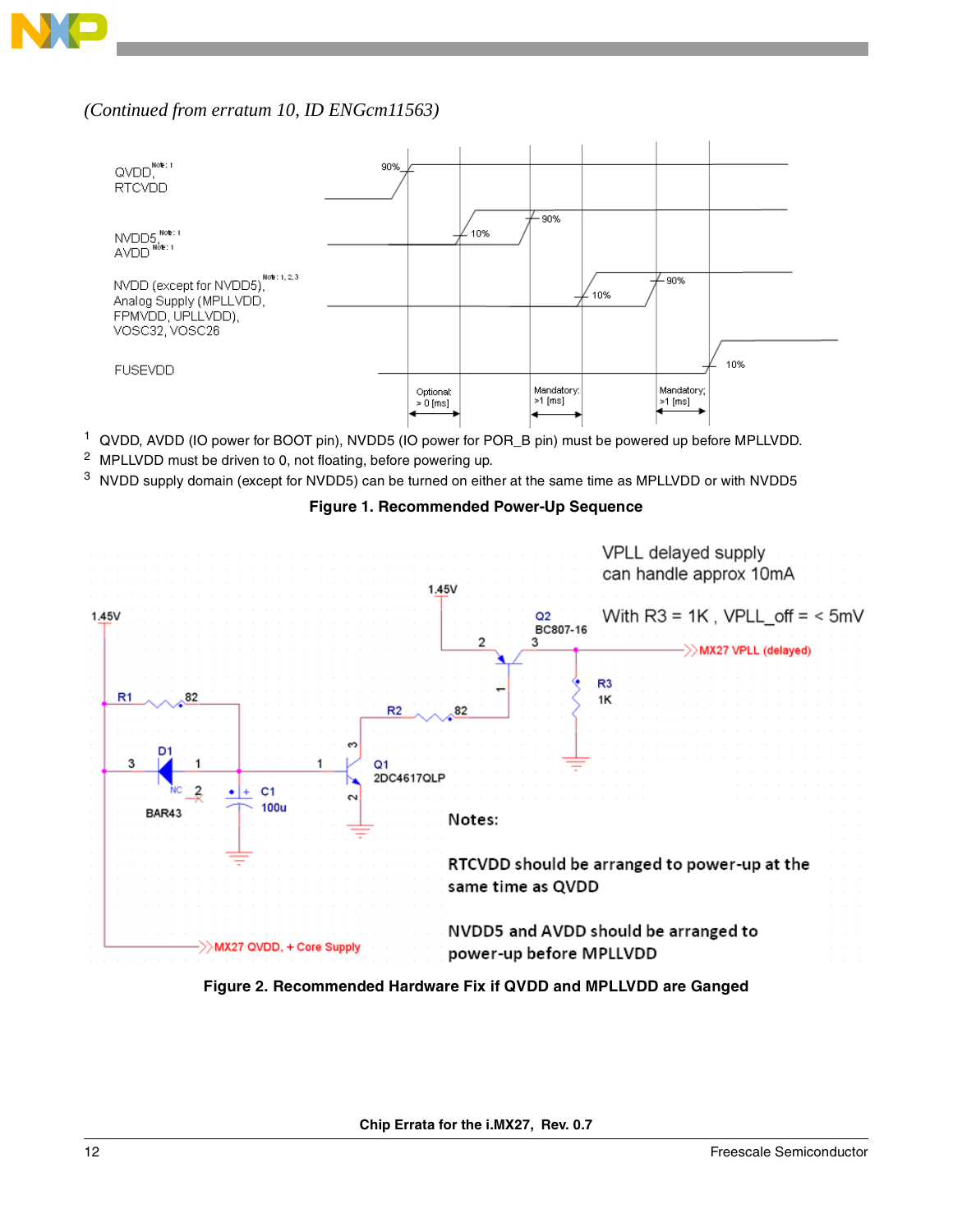*(Continued from erratum 10, ID ENGcm11563)*

[1] QVDD, AVDD (IO power for BOOT pin), NVDD5 (IO power for POR_B pin) must be powered up before MPLLVDD.

[2] MPLLVDD must be driven to 0, not floating, before powering up.

[3] NVDD supply domain (except for NVDD5) can be turned on either at the same time as MPLLVDD or with NVDD5

**Figure 1. Recommended Power-Up Sequence**

**Figure 2. Recommended Hardware Fix if QVDD and MPLLVDD are Ganged**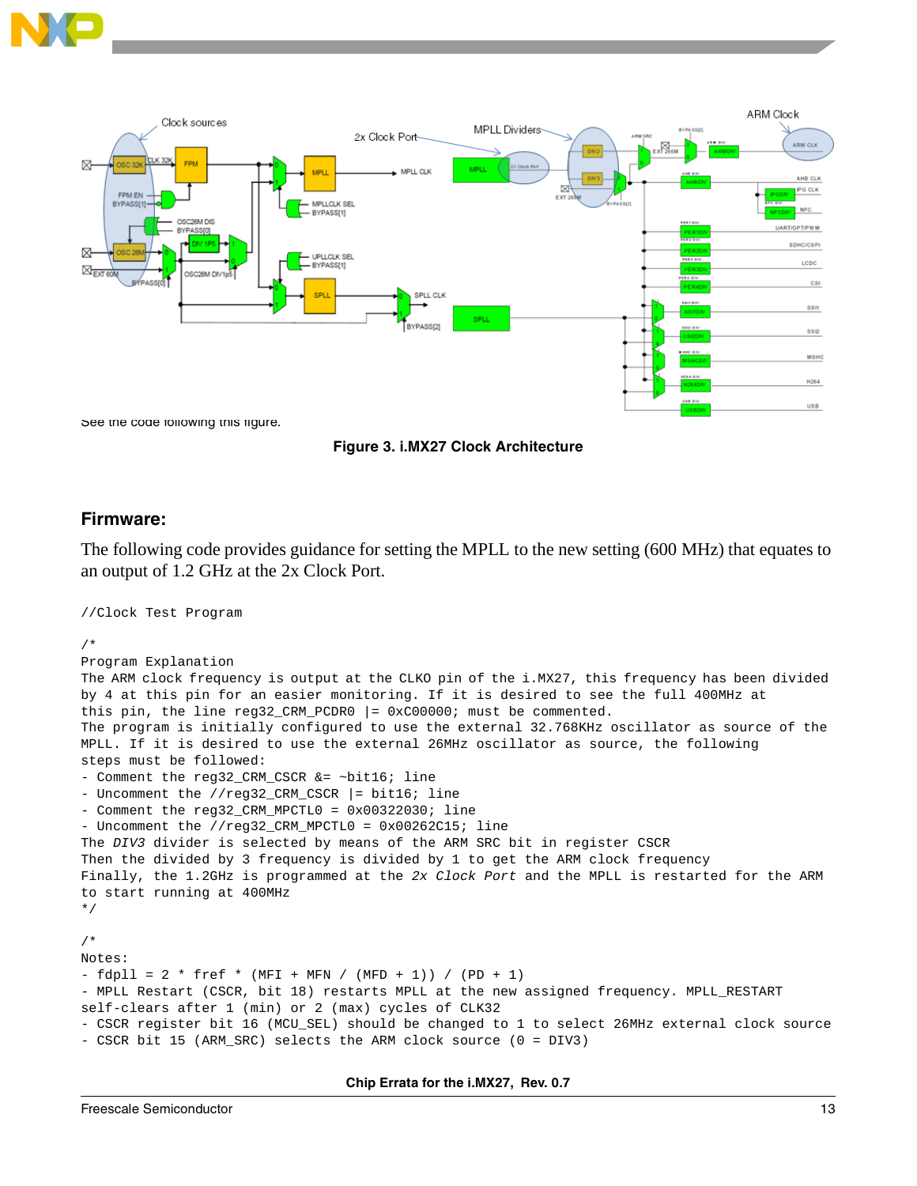See the code following this figure.

**Figure 3. i.MX27 Clock Architecture**

## Firmware:

The following code provides guidance for setting the MPLL to the new setting (600 MHz) that equates to an output of 1.2 GHz at the 2x Clock Port.

```
//Clock Test Program

/*
Program Explanation
The ARM clock frequency is output at the CLKO pin of the i.MX27, this frequency has been divided
by 4 at this pin for an easier monitoring. If it is desired to see the full 400MHz at
this pin, the line reg32_CRM_PCDR0 |= 0xC00000; must be commented.
The program is initially configured to use the external 32.768KHz oscillator as source of the
MPLL. If it is desired to use the external 26MHz oscillator as source, the following
steps must be followed:
- Comment the reg32_CRM_CSCR &= ~bit16; line
- Uncomment the //reg32_CRM_CSCR |= bit16; line
- Comment the reg32_CRM_MPCTL0 = 0x00322030; line
- Uncomment the //reg32_CRM_MPCTL0 = 0x00262C15; line
The DIV3 divider is selected by means of the ARM SRC bit in register CSCR
Then the divided by 3 frequency is divided by 1 to get the ARM clock frequency
Finally, the 1.2GHz is programmed at the 2x Clock Port and the MPLL is restarted for the ARM
to start running at 400MHz
*/

/*
Notes:
- fdpll = 2 * fref * (MFI + MFN / (MFD + 1)) / (PD + 1)
- MPLL Restart (CSCR, bit 18) restarts MPLL at the new assigned frequency. MPLL_RESTART
self-clears after 1 (min) or 2 (max) cycles of CLK32
- CSCR register bit 16 (MCU_SEL) should be changed to 1 to select 26MHz external clock source
- CSCR bit 15 (ARM_SRC) selects the ARM clock source (0 = DIV3)
```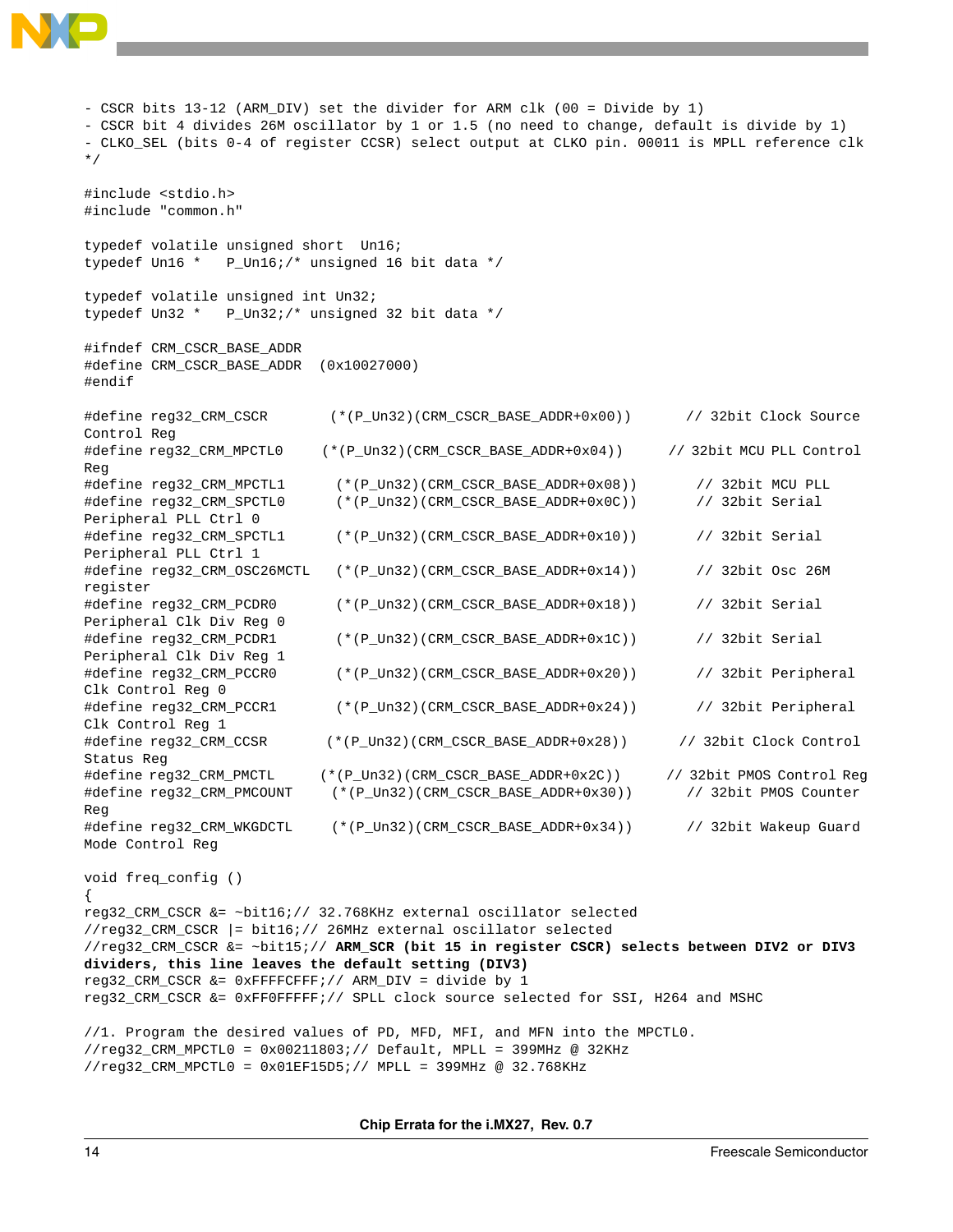```
- CSCR bits 13-12 (ARM_DIV) set the divider for ARM clk (00 = Divide by 1)
- CSCR bit 4 divides 26M oscillator by 1 or 1.5 (no need to change, default is divide by 1)
- CLKO_SEL (bits 0-4 of register CCSR) select output at CLKO pin. 00011 is MPLL reference clk
*/

#include <stdio.h>
#include "common.h"

typedef volatile unsigned short  Un16;
typedef Un16 *   P_Un16;/* unsigned 16 bit data */

typedef volatile unsigned int Un32;
typedef Un32 *   P_Un32;/* unsigned 32 bit data */

#ifndef CRM_CSCR_BASE_ADDR
#define CRM_CSCR_BASE_ADDR  (0x10027000)
#endif

#define reg32_CRM_CSCR       (*(P_Un32)(CRM_CSCR_BASE_ADDR+0x00))      // 32bit Clock Source Control Reg
#define reg32_CRM_MPCTL0     (*(P_Un32)(CRM_CSCR_BASE_ADDR+0x04))      // 32bit MCU PLL Control Reg
#define reg32_CRM_MPCTL1     (*(P_Un32)(CRM_CSCR_BASE_ADDR+0x08))      // 32bit MCU PLL
#define reg32_CRM_SPCTL0     (*(P_Un32)(CRM_CSCR_BASE_ADDR+0x0C))      // 32bit Serial Peripheral PLL Ctrl 0
#define reg32_CRM_SPCTL1     (*(P_Un32)(CRM_CSCR_BASE_ADDR+0x10))      // 32bit Serial Peripheral PLL Ctrl 1
#define reg32_CRM_OSC26MCTL  (*(P_Un32)(CRM_CSCR_BASE_ADDR+0x14))      // 32bit Osc 26M register
#define reg32_CRM_PCDR0      (*(P_Un32)(CRM_CSCR_BASE_ADDR+0x18))      // 32bit Serial Peripheral Clk Div Reg 0
#define reg32_CRM_PCDR1      (*(P_Un32)(CRM_CSCR_BASE_ADDR+0x1C))      // 32bit Serial Peripheral Clk Div Reg 1
#define reg32_CRM_PCCR0      (*(P_Un32)(CRM_CSCR_BASE_ADDR+0x20))      // 32bit Peripheral Clk Control Reg 0
#define reg32_CRM_PCCR1      (*(P_Un32)(CRM_CSCR_BASE_ADDR+0x24))      // 32bit Peripheral Clk Control Reg 1
#define reg32_CRM_CCSR       (*(P_Un32)(CRM_CSCR_BASE_ADDR+0x28))      // 32bit Clock Control Status Reg
#define reg32_CRM_PMCTL      (*(P_Un32)(CRM_CSCR_BASE_ADDR+0x2C))      // 32bit PMOS Control Reg
#define reg32_CRM_PMCOUNT    (*(P_Un32)(CRM_CSCR_BASE_ADDR+0x30))      // 32bit PMOS Counter Reg
#define reg32_CRM_WKGDCTL    (*(P_Un32)(CRM_CSCR_BASE_ADDR+0x34))      // 32bit Wakeup Guard Mode Control Reg

void freq_config ()
{
reg32_CRM_CSCR &= ~bit16;// 32.768KHz external oscillator selected
//reg32_CRM_CSCR |= bit16;// 26MHz external oscillator selected
//reg32_CRM_CSCR &= ~bit15;// ARM_SCR (bit 15 in register CSCR) selects between DIV2 or DIV3 dividers, this line leaves the default setting (DIV3)
reg32_CRM_CSCR &= 0xFFFFCFFF;// ARM_DIV = divide by 1
reg32_CRM_CSCR &= 0xFF0FFFFF;// SPLL clock source selected for SSI, H264 and MSHC

//1. Program the desired values of PD, MFD, MFI, and MFN into the MPCTL0.
//reg32_CRM_MPCTL0 = 0x00211803;// Default, MPLL = 399MHz @ 32KHz
//reg32_CRM_MPCTL0 = 0x01EF15D5;// MPLL = 399MHz @ 32.768KHz
```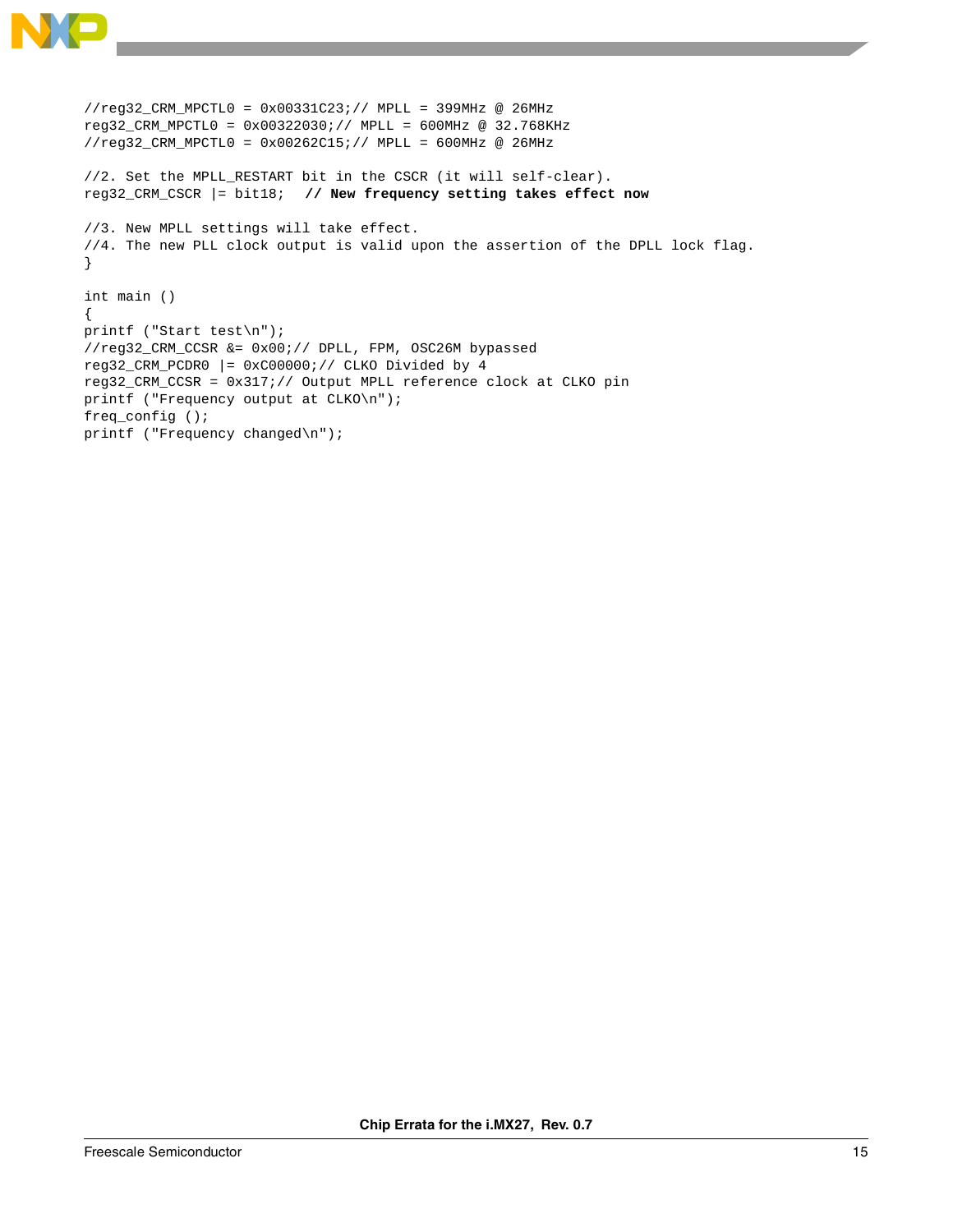```
//reg32_CRM_MPCTL0 = 0x00331C23;// MPLL = 399MHz @ 26MHz
reg32_CRM_MPCTL0 = 0x00322030;// MPLL = 600MHz @ 32.768KHz
//reg32_CRM_MPCTL0 = 0x00262C15;// MPLL = 600MHz @ 26MHz

//2. Set the MPLL_RESTART bit in the CSCR (it will self-clear).
reg32_CRM_CSCR |= bit18;  // New frequency setting takes effect now

//3. New MPLL settings will take effect.
//4. The new PLL clock output is valid upon the assertion of the DPLL lock flag.
}

int main ()
{
printf ("Start test\n");
//reg32_CRM_CCSR &= 0x00;// DPLL, FPM, OSC26M bypassed
reg32_CRM_PCDR0 |= 0xC00000;// CLKO Divided by 4
reg32_CRM_CCSR = 0x317;// Output MPLL reference clock at CLKO pin
printf ("Frequency output at CLKO\n");
freq_config ();
printf ("Frequency changed\n");
```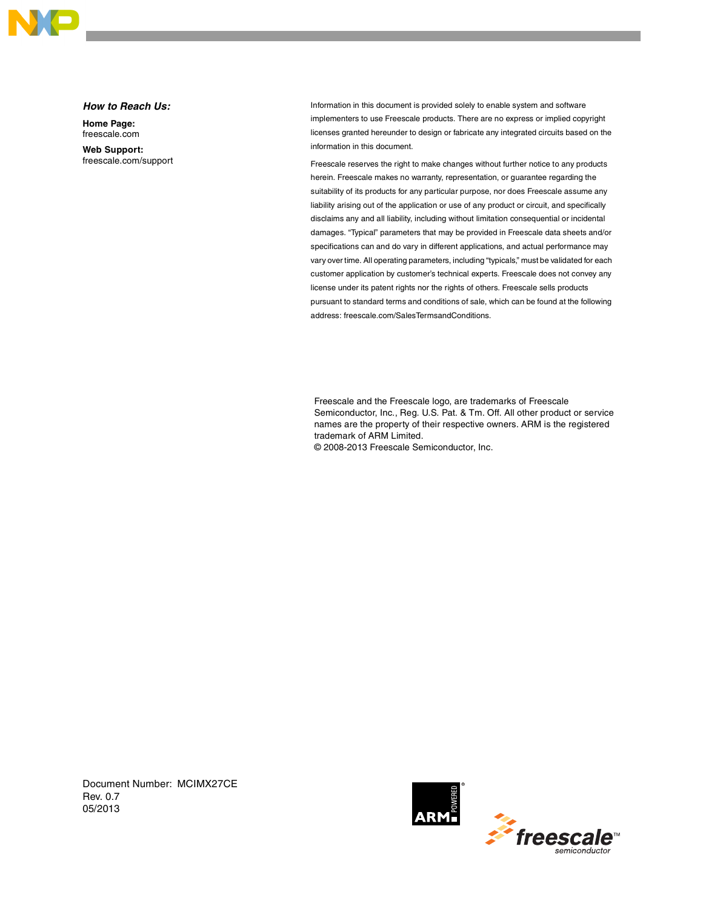***How to Reach Us:***

**Home Page:**
freescale.com

**Web Support:**
freescale.com/support

Information in this document is provided solely to enable system and software implementers to use Freescale products. There are no express or implied copyright licenses granted hereunder to design or fabricate any integrated circuits based on the information in this document.

Freescale reserves the right to make changes without further notice to any products herein. Freescale makes no warranty, representation, or guarantee regarding the suitability of its products for any particular purpose, nor does Freescale assume any liability arising out of the application or use of any product or circuit, and specifically disclaims any and all liability, including without limitation consequential or incidental damages. “Typical” parameters that may be provided in Freescale data sheets and/or specifications can and do vary in different applications, and actual performance may vary over time. All operating parameters, including “typicals,” must be validated for each customer application by customer’s technical experts. Freescale does not convey any license under its patent rights nor the rights of others. Freescale sells products pursuant to standard terms and conditions of sale, which can be found at the following address: freescale.com/SalesTermsandConditions.

Freescale and the Freescale logo, are trademarks of Freescale Semiconductor, Inc., Reg. U.S. Pat. & Tm. Off. All other product or service names are the property of their respective owners. ARM is the registered trademark of ARM Limited.
© 2008-2013 Freescale Semiconductor, Inc.

Document Number: MCIMX27CE
Rev. 0.7
05/2013